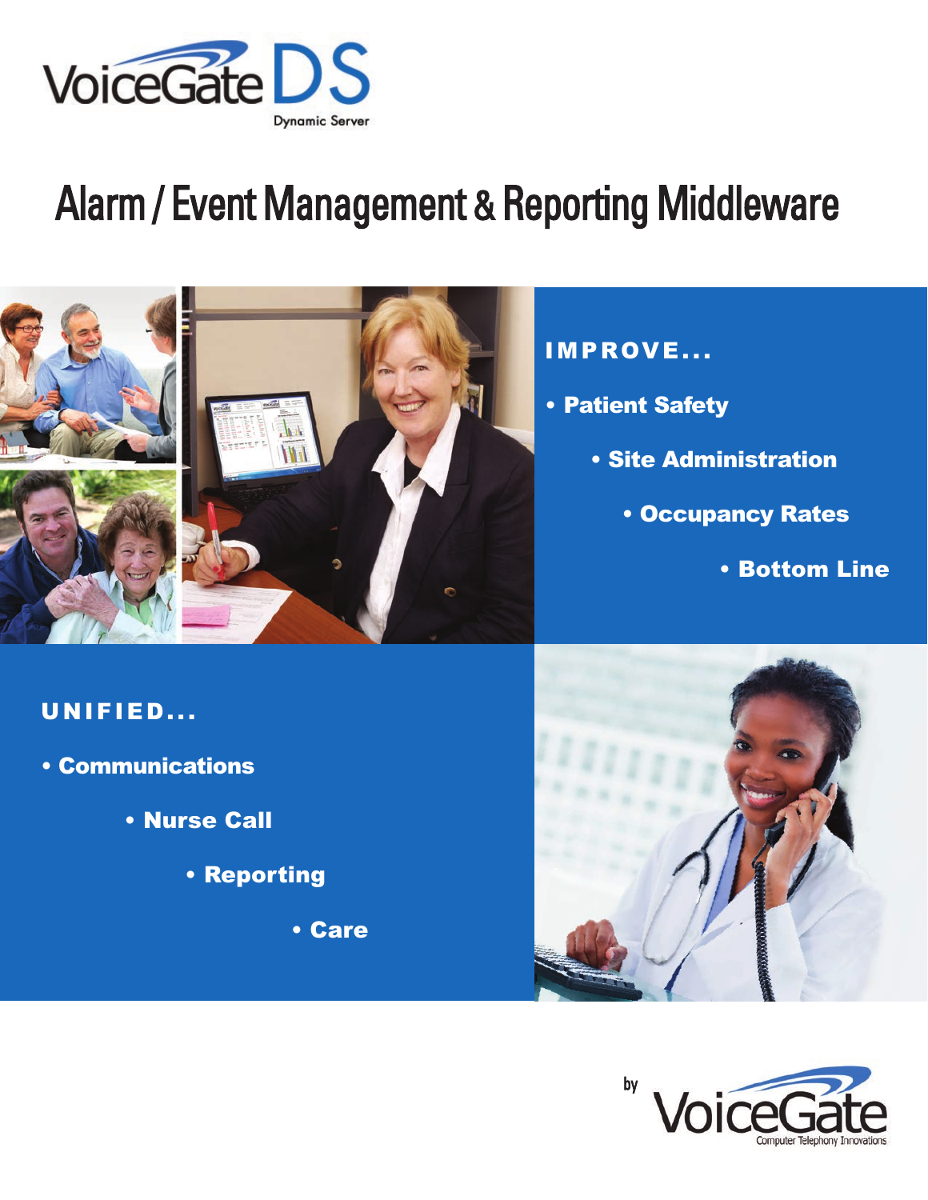VoiceGate DS
Dynamic Server

# Alarm / Event Management & Reporting Middleware

## IMPROVE...

- **Patient Safety**
- **Site Administration**
- **Occupancy Rates**
- **Bottom Line**

## UNIFIED...

- **Communications**
- **Nurse Call**
- **Reporting**
- **Care**

by VoiceGate
Computer Telephony Innovations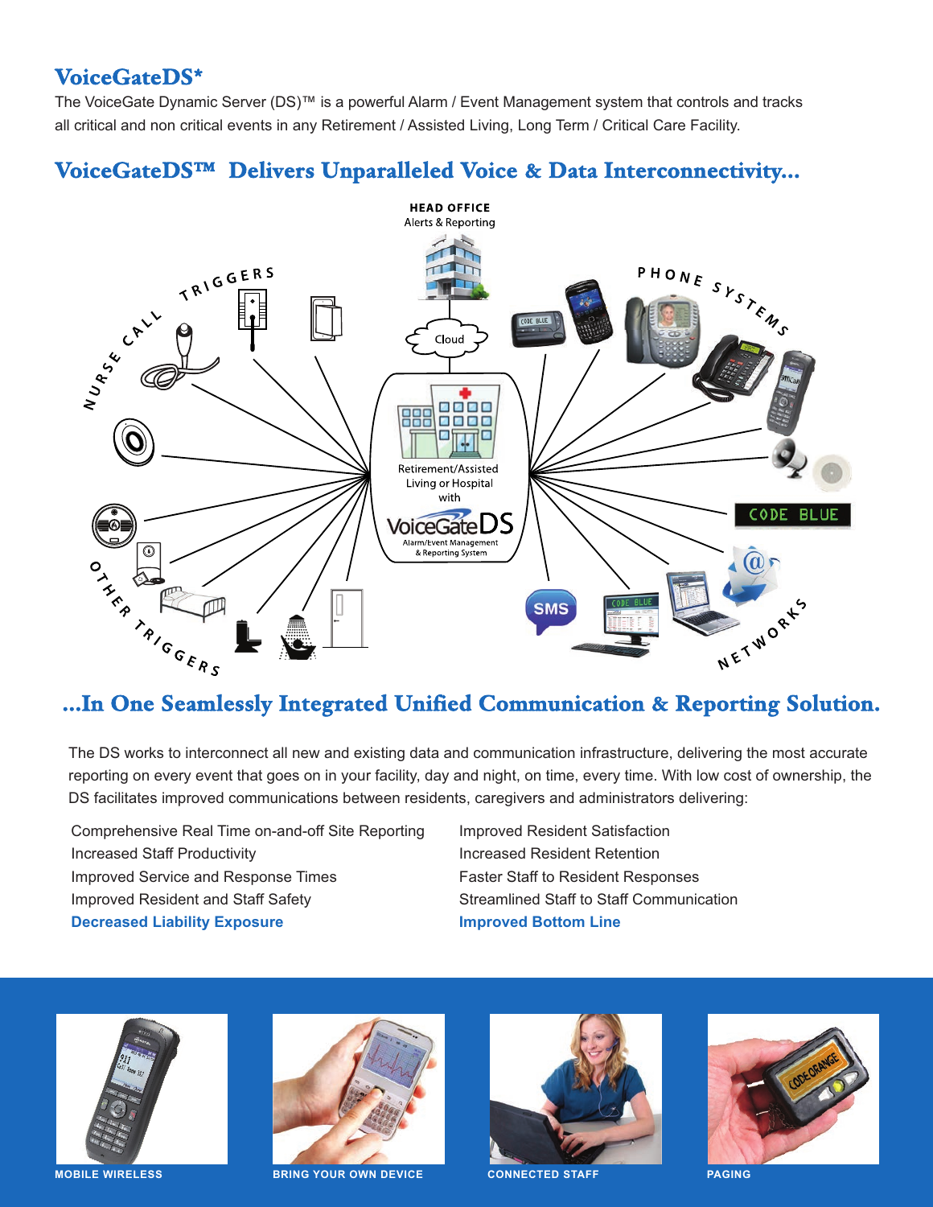## VoiceGateDS*

The VoiceGate Dynamic Server (DS)™ is a powerful Alarm / Event Management system that controls and tracks all critical and non critical events in any Retirement / Assisted Living, Long Term / Critical Care Facility.

## VoiceGateDS™ Delivers Unparalleled Voice & Data Interconnectivity...

HEAD OFFICE
Alerts & Reporting

Cloud

Retirement/Assisted Living or Hospital with VoiceGateDS Alarm/Event Management & Reporting System

NURSE CALL TRIGGERS

OTHER TRIGGERS

PHONE SYSTEMS

NETWORKS

CODE BLUE

SMS

## ...In One Seamlessly Integrated Unified Communication & Reporting Solution.

The DS works to interconnect all new and existing data and communication infrastructure, delivering the most accurate reporting on every event that goes on in your facility, day and night, on time, every time. With low cost of ownership, the DS facilitates improved communications between residents, caregivers and administrators delivering:

- Comprehensive Real Time on-and-off Site Reporting
- Increased Staff Productivity
- Improved Service and Response Times
- Improved Resident and Staff Safety
- **Decreased Liability Exposure**
- Improved Resident Satisfaction
- Increased Resident Retention
- Faster Staff to Resident Responses
- Streamlined Staff to Staff Communication
- **Improved Bottom Line**

MOBILE WIRELESS

BRING YOUR OWN DEVICE

CONNECTED STAFF

PAGING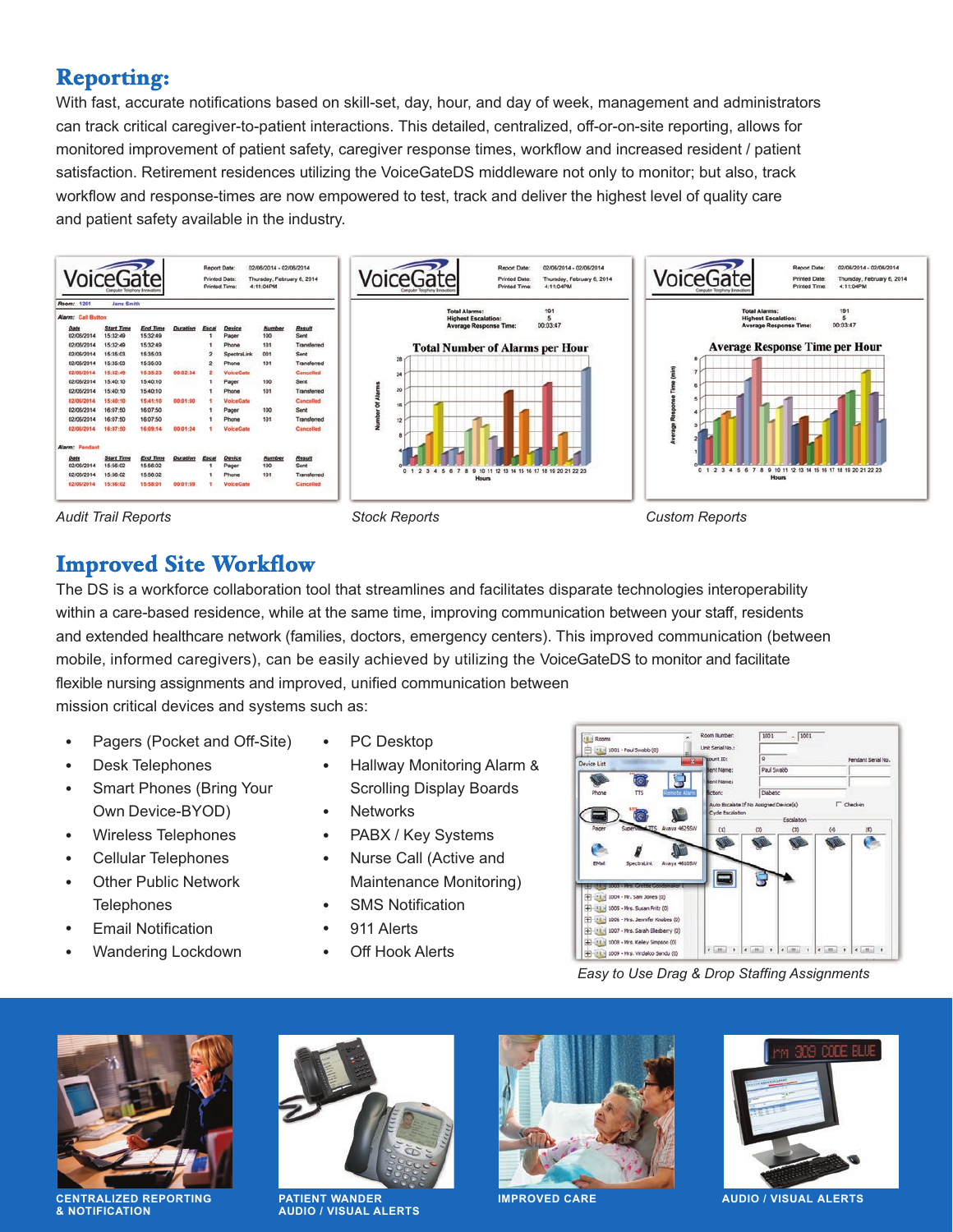## Reporting:

With fast, accurate notifications based on skill-set, day, hour, and day of week, management and administrators can track critical caregiver-to-patient interactions. This detailed, centralized, off-or-on-site reporting, allows for monitored improvement of patient safety, caregiver response times, workflow and increased resident / patient satisfaction. Retirement residences utilizing the VoiceGateDS middleware not only to monitor; but also, track workflow and response-times are now empowered to test, track and deliver the highest level of quality care and patient safety available in the industry.

*Audit Trail Reports*

*Stock Reports*

*Custom Reports*

## Improved Site Workflow

The DS is a workforce collaboration tool that streamlines and facilitates disparate technologies interoperability within a care-based residence, while at the same time, improving communication between your staff, residents and extended healthcare network (families, doctors, emergency centers). This improved communication (between mobile, informed caregivers), can be easily achieved by utilizing the VoiceGateDS to monitor and facilitate flexible nursing assignments and improved, unified communication between mission critical devices and systems such as:

- Pagers (Pocket and Off-Site)
- Desk Telephones
- Smart Phones (Bring Your Own Device-BYOD)
- Wireless Telephones
- Cellular Telephones
- Other Public Network Telephones
- Email Notification
- Wandering Lockdown
- PC Desktop
- Hallway Monitoring Alarm & Scrolling Display Boards
- Networks
- PABX / Key Systems
- Nurse Call (Active and Maintenance Monitoring)
- SMS Notification
- 911 Alerts
- Off Hook Alerts

*Easy to Use Drag & Drop Staffing Assignments*

CENTRALIZED REPORTING & NOTIFICATION

PATIENT WANDER AUDIO / VISUAL ALERTS

IMPROVED CARE

AUDIO / VISUAL ALERTS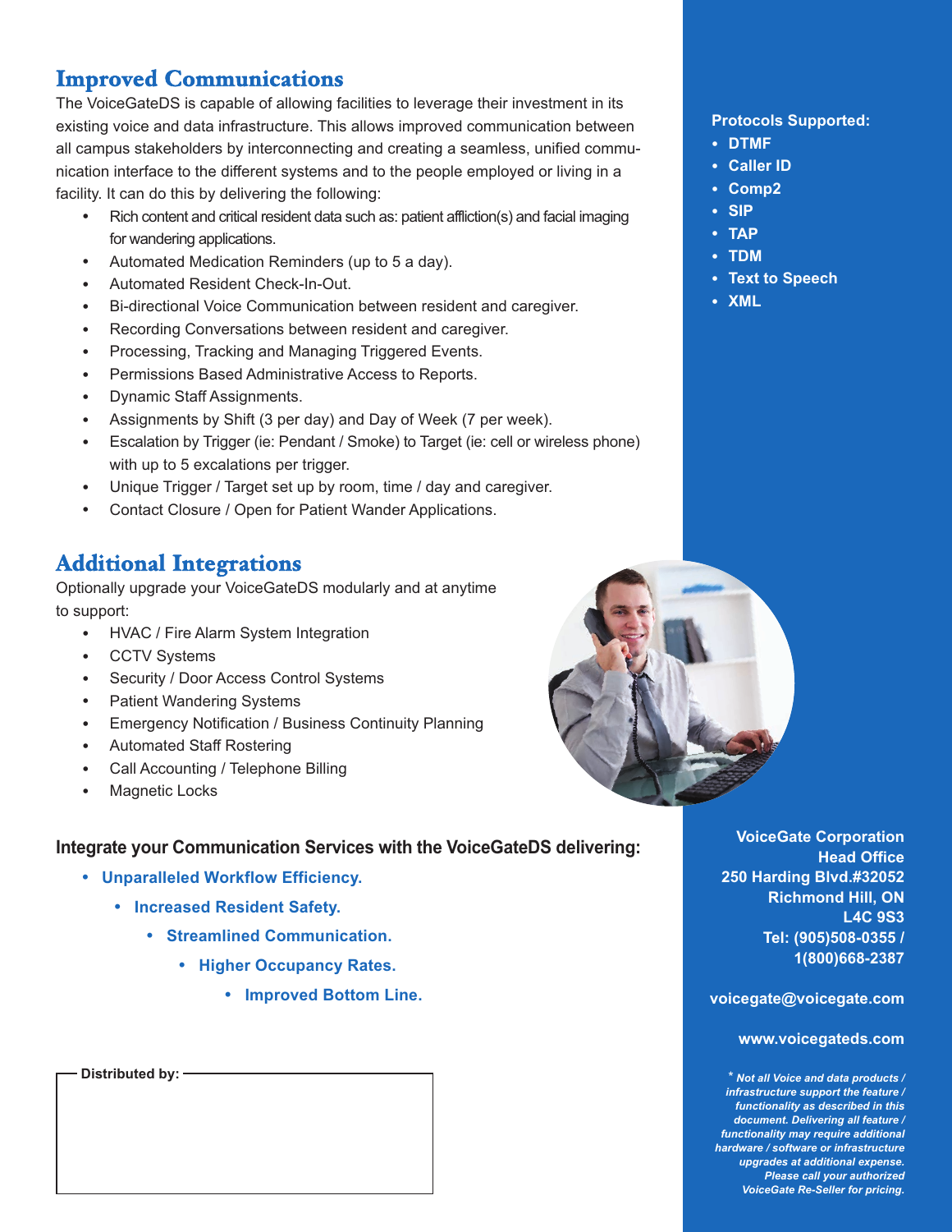## Improved Communications

The VoiceGateDS is capable of allowing facilities to leverage their investment in its existing voice and data infrastructure. This allows improved communication between all campus stakeholders by interconnecting and creating a seamless, unified communication interface to the different systems and to the people employed or living in a facility. It can do this by delivering the following:

- Rich content and critical resident data such as: patient affliction(s) and facial imaging for wandering applications.
- Automated Medication Reminders (up to 5 a day).
- Automated Resident Check-In-Out.
- Bi-directional Voice Communication between resident and caregiver.
- Recording Conversations between resident and caregiver.
- Processing, Tracking and Managing Triggered Events.
- Permissions Based Administrative Access to Reports.
- Dynamic Staff Assignments.
- Assignments by Shift (3 per day) and Day of Week (7 per week).
- Escalation by Trigger (ie: Pendant / Smoke) to Target (ie: cell or wireless phone) with up to 5 excalations per trigger.
- Unique Trigger / Target set up by room, time / day and caregiver.
- Contact Closure / Open for Patient Wander Applications.

## Additional Integrations

Optionally upgrade your VoiceGateDS modularly and at anytime to support:

- HVAC / Fire Alarm System Integration
- CCTV Systems
- Security / Door Access Control Systems
- Patient Wandering Systems
- Emergency Notification / Business Continuity Planning
- Automated Staff Rostering
- Call Accounting / Telephone Billing
- Magnetic Locks

**Integrate your Communication Services with the VoiceGateDS delivering:**

- **Unparalleled Workflow Efficiency.**
- **Increased Resident Safety.**
- **Streamlined Communication.**
- **Higher Occupancy Rates.**
- **Improved Bottom Line.**

**Distributed by:**

**Protocols Supported:**

- **DTMF**
- **Caller ID**
- **Comp2**
- **SIP**
- **TAP**
- **TDM**
- **Text to Speech**
- **XML**

**VoiceGate Corporation**
**Head Office**
**250 Harding Blvd.#32052**
**Richmond Hill, ON**
**L4C 9S3**
**Tel: (905)508-0355 /**
**1(800)668-2387**

**voicegate@voicegate.com**

**www.voicegateds.com**

***** ***Not all Voice and data products / infrastructure support the feature / functionality as described in this document. Delivering all feature / functionality may require additional hardware / software or infrastructure upgrades at additional expense. Please call your authorized VoiceGate Re-Seller for pricing.***